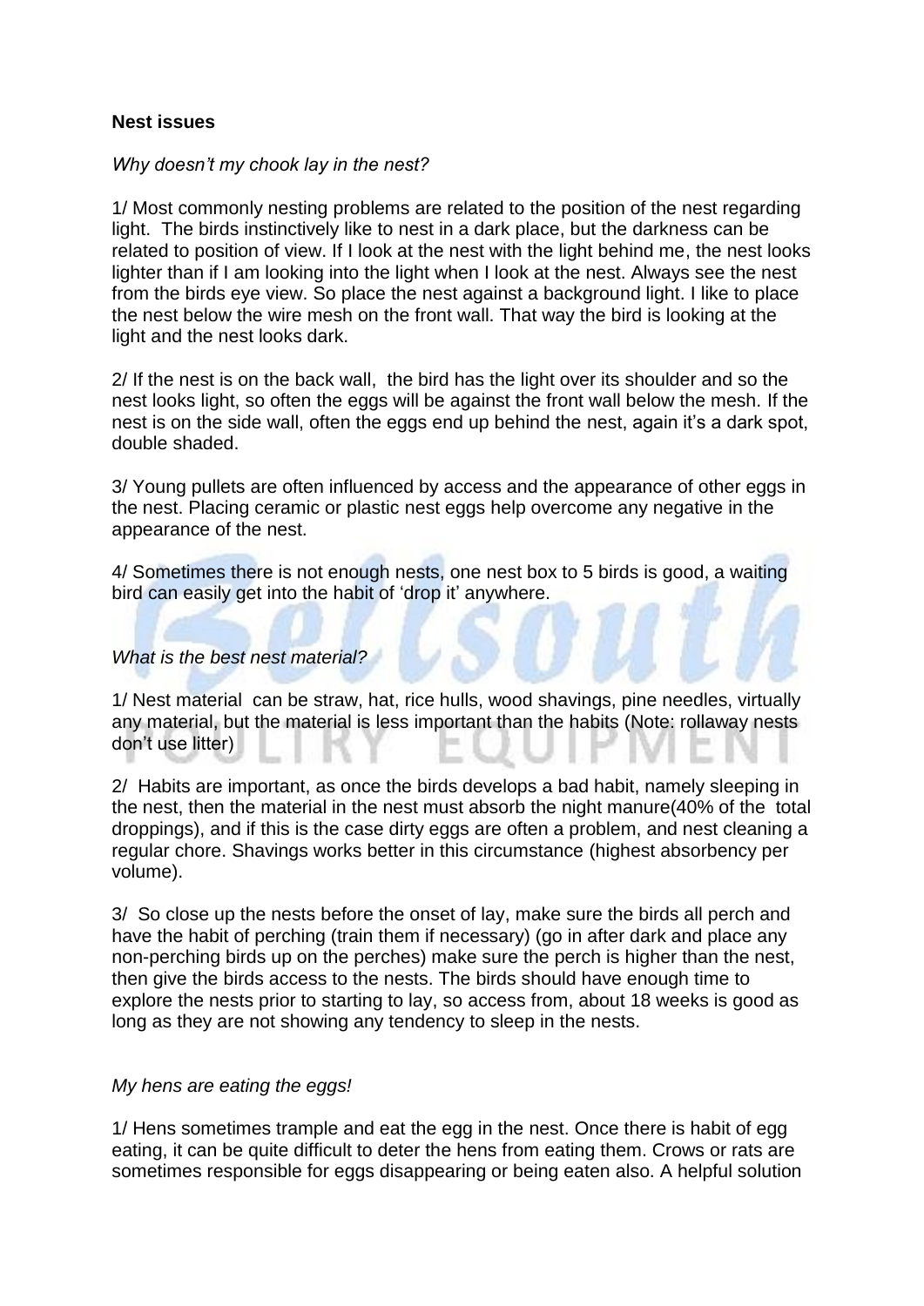**Nest issues**

*Why doesn't my chook lay in the nest?*

1/ Most commonly nesting problems are related to the position of the nest regarding light. The birds instinctively like to nest in a dark place, but the darkness can be related to position of view. If I look at the nest with the light behind me, the nest looks lighter than if I am looking into the light when I look at the nest. Always see the nest from the birds eye view. So place the nest against a background light. I like to place the nest below the wire mesh on the front wall. That way the bird is looking at the light and the nest looks dark.

2/ If the nest is on the back wall, the bird has the light over its shoulder and so the nest looks light, so often the eggs will be against the front wall below the mesh. If the nest is on the side wall, often the eggs end up behind the nest, again it's a dark spot, double shaded.

3/ Young pullets are often influenced by access and the appearance of other eggs in the nest. Placing ceramic or plastic nest eggs help overcome any negative in the appearance of the nest.

4/ Sometimes there is not enough nests, one nest box to 5 birds is good, a waiting bird can easily get into the habit of 'drop it' anywhere.

*What is the best nest material?*

1/ Nest material can be straw, hat, rice hulls, wood shavings, pine needles, virtually any material, but the material is less important than the habits (Note: rollaway nests don't use litter)

2/ Habits are important, as once the birds develops a bad habit, namely sleeping in the nest, then the material in the nest must absorb the night manure(40% of the total droppings), and if this is the case dirty eggs are often a problem, and nest cleaning a regular chore. Shavings works better in this circumstance (highest absorbency per volume).

3/ So close up the nests before the onset of lay, make sure the birds all perch and have the habit of perching (train them if necessary) (go in after dark and place any non-perching birds up on the perches) make sure the perch is higher than the nest, then give the birds access to the nests. The birds should have enough time to explore the nests prior to starting to lay, so access from, about 18 weeks is good as long as they are not showing any tendency to sleep in the nests.

*My hens are eating the eggs!*

1/ Hens sometimes trample and eat the egg in the nest. Once there is habit of egg eating, it can be quite difficult to deter the hens from eating them. Crows or rats are sometimes responsible for eggs disappearing or being eaten also. A helpful solution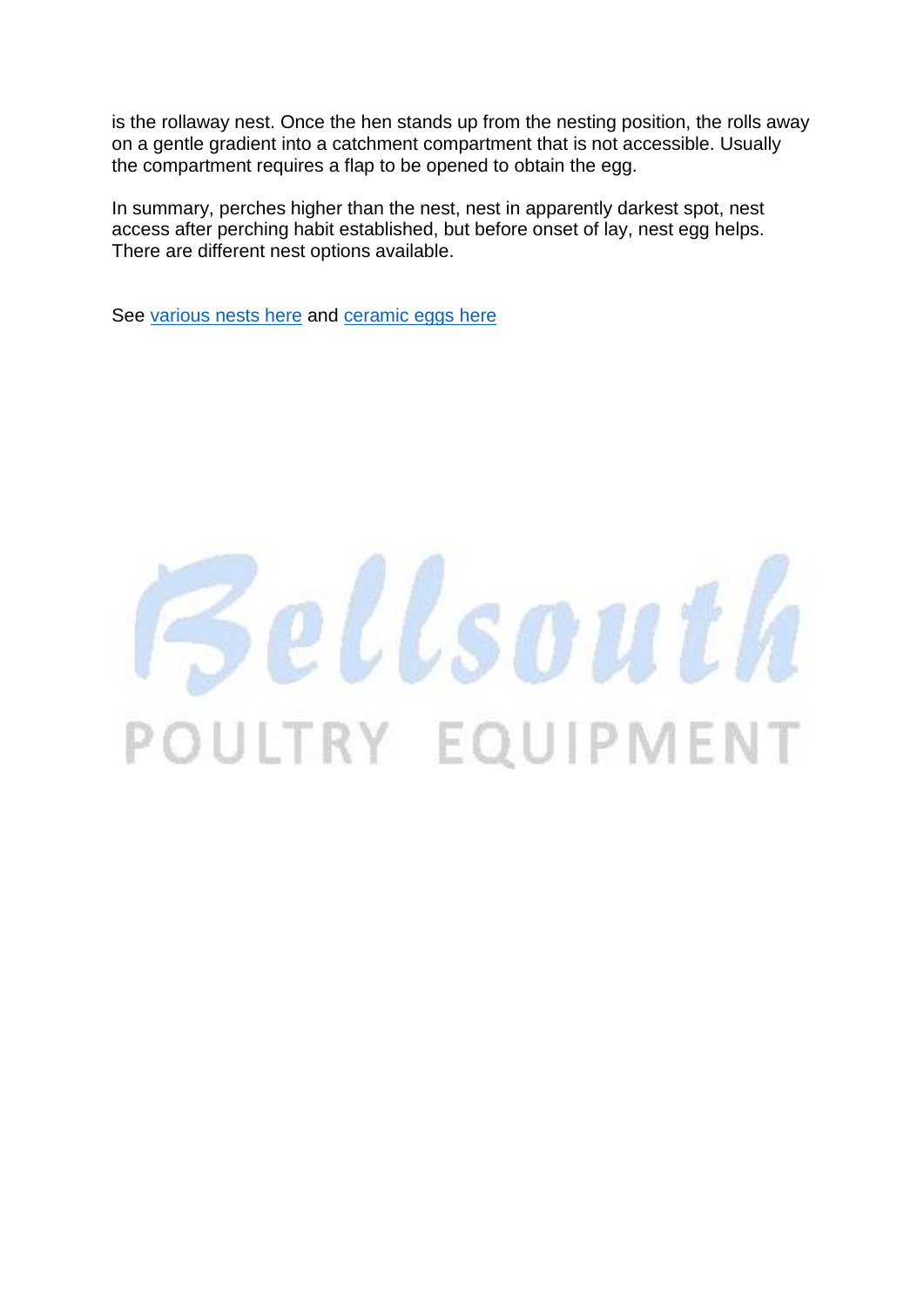is the rollaway nest. Once the hen stands up from the nesting position, the rolls away on a gentle gradient into a catchment compartment that is not accessible. Usually the compartment requires a flap to be opened to obtain the egg.

In summary, perches higher than the nest, nest in apparently darkest spot, nest access after perching habit established, but before onset of lay, nest egg helps. There are different nest options available.

See various nests here and ceramic eggs here